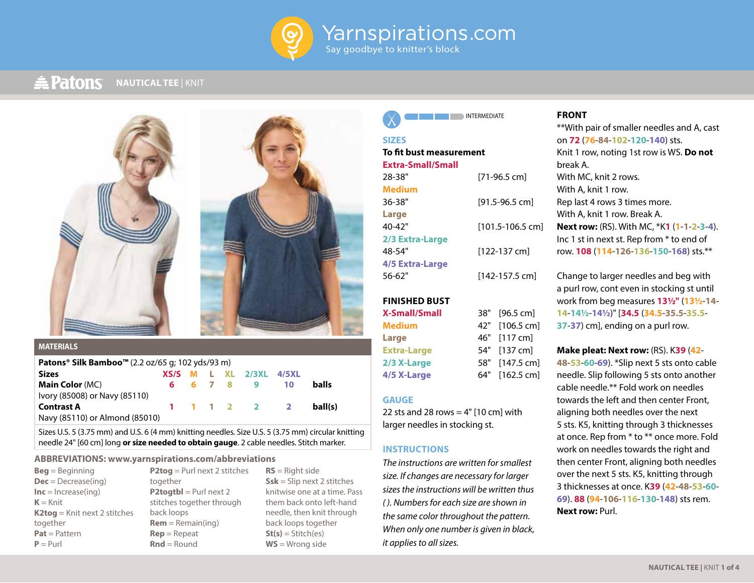Yarnspirations.com
Say goodbye to knitter's block

# Patons NAUTICAL TEE | KNIT

## MATERIALS

**Patons® Silk Bamboo™** (2.2 oz/65 g; 102 yds/93 m)

| Sizes | XS/S | M | L | XL | 2/3XL | 4/5XL | |
|---|---|---|---|---|---|---|---|
| **Main Color** (MC) Ivory (85008) or Navy (85110) | 6 | 6 | 7 | 8 | 9 | 10 | **balls** |
| **Contrast A** Navy (85110) or Almond (85010) | 1 | 1 | 1 | 2 | 2 | 2 | **ball(s)** |

Sizes U.S. 5 (3.75 mm) and U.S. 6 (4 mm) knitting needles. Size U.S. 5 (3.75 mm) circular knitting needle 24" [60 cm] long **or size needed to obtain gauge**. 2 cable needles. Stitch marker.

## ABBREVIATIONS: www.yarnspirations.com/abbreviations

**Beg** = Beginning
**Dec** = Decrease(ing)
**Inc** = Increase(ing)
**K** = Knit
**K2tog** = Knit next 2 stitches together
**Pat** = Pattern
**P** = Purl
**P2tog** = Purl next 2 stitches together
**P2togtbl** = Purl next 2 stitches together through back loops
**Rem** = Remain(ing)
**Rep** = Repeat
**Rnd** = Round
**RS** = Right side
**Ssk** = Slip next 2 stitches knitwise one at a time. Pass them back onto left-hand needle, then knit through back loops together
**St(s)** = Stitch(es)
**WS** = Wrong side

INTERMEDIATE

## SIZES

**To fit bust measurement**

| Size | in. | cm |
|---|---|---|
| Extra-Small/Small | 28-38" | [71-96.5 cm] |
| Medium | 36-38" | [91.5-96.5 cm] |
| Large | 40-42" | [101.5-106.5 cm] |
| 2/3 Extra-Large | 48-54" | [122-137 cm] |
| 4/5 Extra-Large | 56-62" | [142-157.5 cm] |

## FINISHED BUST

| Size | in. | cm |
|---|---|---|
| X-Small/Small | 38" | [96.5 cm] |
| Medium | 42" | [106.5 cm] |
| Large | 46" | [117 cm] |
| Extra-Large | 54" | [137 cm] |
| 2/3 X-Large | 58" | [147.5 cm] |
| 4/5 X-Large | 64" | [162.5 cm] |

## GAUGE

22 sts and 28 rows = 4" [10 cm] with larger needles in stocking st.

## INSTRUCTIONS

*The instructions are written for smallest size. If changes are necessary for larger sizes the instructions will be written thus ( ). Numbers for each size are shown in the same color throughout the pattern. When only one number is given in black, it applies to all sizes.*

## FRONT

**With pair of smaller needles and A, cast on **72** (**76-84-102-120-140**) sts.

Knit 1 row, noting 1st row is WS. **Do not** break A.

With MC, knit 2 rows.

With A, knit 1 row.

Rep last 4 rows 3 times more.

With A, knit 1 row. Break A.

**Next row:** (RS). With MC, *K**1** (**1-1-2-3-4**). Inc 1 st in next st. Rep from * to end of row. **108** (**114-126-136-150-168**) sts.**

Change to larger needles and beg with a purl row, cont even in stocking st until work from beg measures **13½"** (**13½-14-14-14½-14½**)" [**34.5** (**34.5-35.5-35.5-37-37**) cm], ending on a purl row.

**Make pleat: Next row:** (RS). K**39** (**42-48-53-60-69**). *Slip next 5 sts onto cable needle. Slip following 5 sts onto another cable needle.** Fold work on needles towards the left and then center Front, aligning both needles over the next 5 sts. K5, knitting through 3 thicknesses at once. Rep from * to ** once more. Fold work on needles towards the right and then center Front, aligning both needles over the next 5 sts. K5, knitting through 3 thicknesses at once. K**39** (**42-48-53-60-69**). **88** (**94-106-116-130-148**) sts rem.

**Next row:** Purl.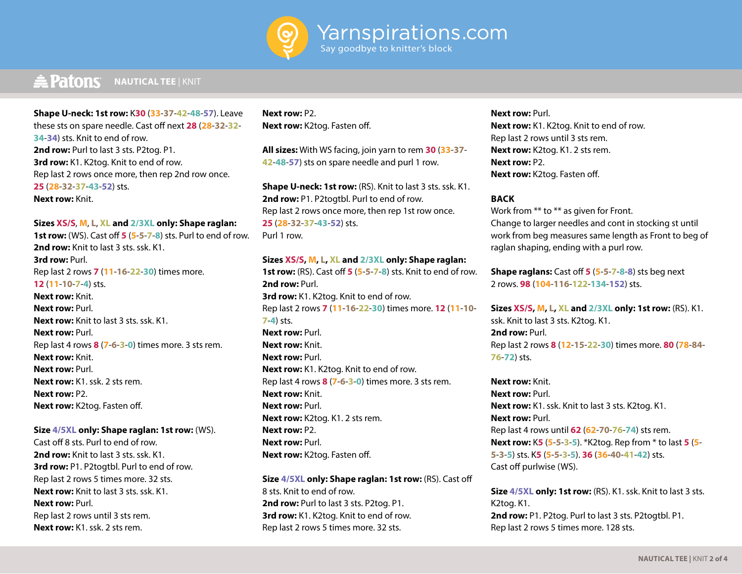**Shape U-neck: 1st row:** K30 (33-37-42-48-57). Leave these sts on spare needle. Cast off next 28 (28-32-32-34-34) sts. Knit to end of row.
**2nd row:** Purl to last 3 sts. P2tog. P1.
**3rd row:** K1. K2tog. Knit to end of row.
Rep last 2 rows once more, then rep 2nd row once. 25 (28-32-37-43-52) sts.
**Next row:** Knit.

**Sizes XS/S, M, L, XL and 2/3XL only: Shape raglan:**
**1st row:** (WS). Cast off 5 (5-5-7-8) sts. Purl to end of row.
**2nd row:** Knit to last 3 sts. ssk. K1.
**3rd row:** Purl.
Rep last 2 rows 7 (11-16-22-30) times more. 12 (11-10-7-4) sts.
**Next row:** Knit.
**Next row:** Purl.
**Next row:** Knit to last 3 sts. ssk. K1.
**Next row:** Purl.
Rep last 4 rows 8 (7-6-3-0) times more. 3 sts rem.
**Next row:** Knit.
**Next row:** Purl.
**Next row:** K1. ssk. 2 sts rem.
**Next row:** P2.
**Next row:** K2tog. Fasten off.

**Size 4/5XL only: Shape raglan: 1st row:** (WS). Cast off 8 sts. Purl to end of row.
**2nd row:** Knit to last 3 sts. ssk. K1.
**3rd row:** P1. P2togtbl. Purl to end of row.
Rep last 2 rows 5 times more. 32 sts.
**Next row:** Knit to last 3 sts. ssk. K1.
**Next row:** Purl.
Rep last 2 rows until 3 sts rem.
**Next row:** K1. ssk. 2 sts rem.
**Next row:** P2.
**Next row:** K2tog. Fasten off.

**All sizes:** With WS facing, join yarn to rem 30 (33-37-42-48-57) sts on spare needle and purl 1 row.

**Shape U-neck: 1st row:** (RS). Knit to last 3 sts. ssk. K1.
**2nd row:** P1. P2togtbl. Purl to end of row.
Rep last 2 rows once more, then rep 1st row once. 25 (28-32-37-43-52) sts.
Purl 1 row.

**Sizes XS/S, M, L, XL and 2/3XL only: Shape raglan:**
**1st row:** (RS). Cast off 5 (5-5-7-8) sts. Knit to end of row.
**2nd row:** Purl.
**3rd row:** K1. K2tog. Knit to end of row.
Rep last 2 rows 7 (11-16-22-30) times more. 12 (11-10-7-4) sts.
**Next row:** Purl.
**Next row:** Knit.
**Next row:** Purl.
**Next row:** K1. K2tog. Knit to end of row.
Rep last 4 rows 8 (7-6-3-0) times more. 3 sts rem.
**Next row:** Knit.
**Next row:** Purl.
**Next row:** K2tog. K1. 2 sts rem.
**Next row:** P2.
**Next row:** Purl.
**Next row:** K2tog. Fasten off.

**Size 4/5XL only: Shape raglan: 1st row:** (RS). Cast off 8 sts. Knit to end of row.
**2nd row:** Purl to last 3 sts. P2tog. P1.
**3rd row:** K1. K2tog. Knit to end of row.
Rep last 2 rows 5 times more. 32 sts.
**Next row:** Purl.
**Next row:** K1. K2tog. Knit to end of row.
Rep last 2 rows until 3 sts rem.
**Next row:** K2tog. K1. 2 sts rem.
**Next row:** P2.
**Next row:** K2tog. Fasten off.

## BACK

Work from ** to ** as given for Front.
Change to larger needles and cont in stocking st until work from beg measures same length as Front to beg of raglan shaping, ending with a purl row.

**Shape raglans:** Cast off 5 (5-5-7-8-8) sts beg next 2 rows. 98 (104-116-122-134-152) sts.

**Sizes XS/S, M, L, XL and 2/3XL only: 1st row:** (RS). K1. ssk. Knit to last 3 sts. K2tog. K1.
**2nd row:** Purl.
Rep last 2 rows 8 (12-15-22-30) times more. 80 (78-84-76-72) sts.

**Next row:** Knit.
**Next row:** Purl.
**Next row:** K1. ssk. Knit to last 3 sts. K2tog. K1.
**Next row:** Purl.
Rep last 4 rows until 62 (62-70-76-74) sts rem.
**Next row:** K5 (5-5-3-5). *K2tog. Rep from * to last 5 (5-5-3-5) sts. K5 (5-5-3-5). 36 (36-40-41-42) sts.
Cast off purlwise (WS).

**Size 4/5XL only: 1st row:** (RS). K1. ssk. Knit to last 3 sts. K2tog. K1.
**2nd row:** P1. P2tog. Purl to last 3 sts. P2togtbl. P1.
Rep last 2 rows 5 times more. 128 sts.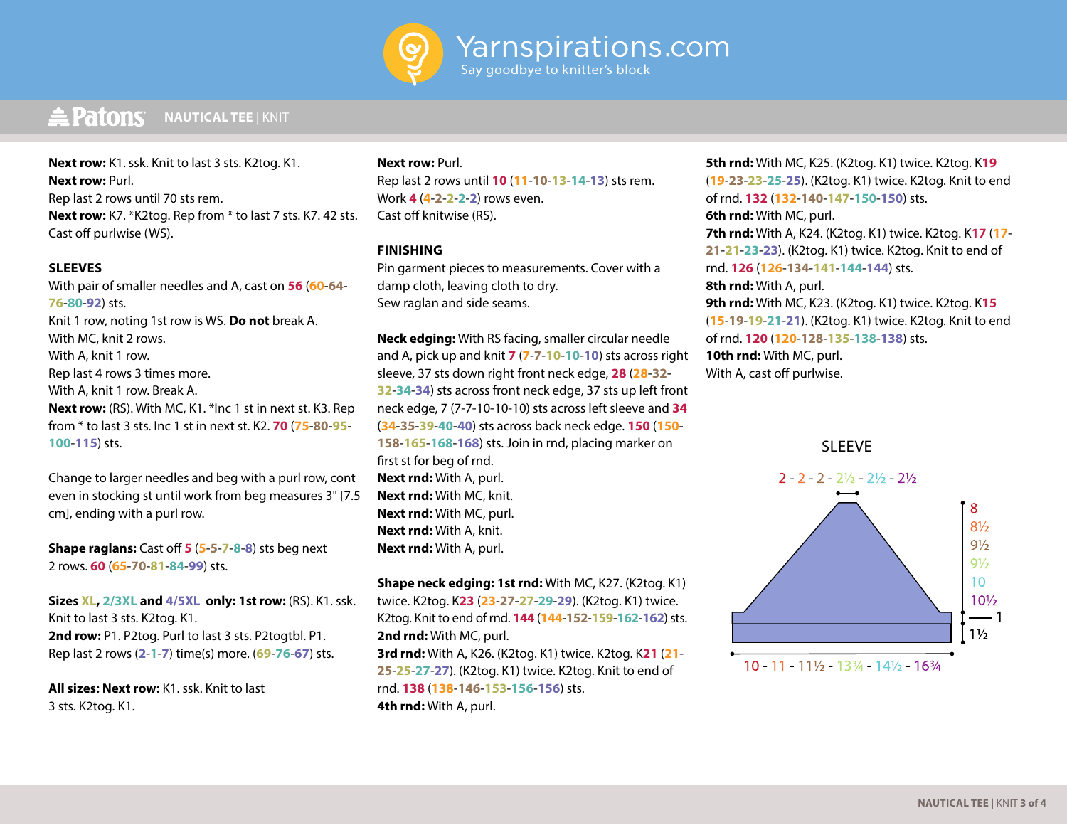**Next row:** K1. ssk. Knit to last 3 sts. K2tog. K1.
**Next row:** Purl.
Rep last 2 rows until 70 sts rem.
**Next row:** K7. *K2tog. Rep from * to last 7 sts. K7. 42 sts.
Cast off purlwise (WS).

## SLEEVES

With pair of smaller needles and A, cast on **56** (**60**-**64**-**76**-**80**-**92**) sts.
Knit 1 row, noting 1st row is WS. **Do not** break A.
With MC, knit 2 rows.
With A, knit 1 row.
Rep last 4 rows 3 times more.
With A, knit 1 row. Break A.
**Next row:** (RS). With MC, K1. *Inc 1 st in next st. K3. Rep from * to last 3 sts. Inc 1 st in next st. K2. **70** (**75**-**80**-**95**-**100**-**115**) sts.

Change to larger needles and beg with a purl row, cont even in stocking st until work from beg measures 3" [7.5 cm], ending with a purl row.

**Shape raglans:** Cast off **5** (**5**-**5**-**7**-**8**-**8**) sts beg next 2 rows. **60** (**65**-**70**-**81**-**84**-**99**) sts.

**Sizes XL, 2/3XL and 4/5XL only: 1st row:** (RS). K1. ssk. Knit to last 3 sts. K2tog. K1.
**2nd row:** P1. P2tog. Purl to last 3 sts. P2togtbl. P1.
Rep last 2 rows (**2**-**1**-**7**) time(s) more. (**69**-**76**-**67**) sts.

**All sizes: Next row:** K1. ssk. Knit to last 3 sts. K2tog. K1.
**Next row:** Purl.
Rep last 2 rows until **10** (**11**-**10**-**13**-**14**-**13**) sts rem.
Work **4** (**4**-**2**-**2**-**2**-**2**) rows even.
Cast off knitwise (RS).

## FINISHING

Pin garment pieces to measurements. Cover with a damp cloth, leaving cloth to dry.
Sew raglan and side seams.

**Neck edging:** With RS facing, smaller circular needle and A, pick up and knit **7** (**7**-**7**-**10**-**10**-**10**) sts across right sleeve, 37 sts down right front neck edge, **28** (**28**-**32**-**32**-**34**-**34**) sts across front neck edge, 37 sts up left front neck edge, 7 (7-7-10-10-10) sts across left sleeve and **34** (**34**-**35**-**39**-**40**-**40**) sts across back neck edge. **150** (**150**-**158**-**165**-**168**-**168**) sts. Join in rnd, placing marker on first st for beg of rnd.
**Next rnd:** With A, purl.
**Next rnd:** With MC, knit.
**Next rnd:** With MC, purl.
**Next rnd:** With A, knit.
**Next rnd:** With A, purl.

**Shape neck edging: 1st rnd:** With MC, K27. (K2tog. K1) twice. K2tog. K**23** (**23**-**27**-**27**-**29**-**29**). (K2tog. K1) twice. K2tog. Knit to end of rnd. **144** (**144**-**152**-**159**-**162**-**162**) sts.
**2nd rnd:** With MC, purl.
**3rd rnd:** With A, K26. (K2tog. K1) twice. K2tog. K**21** (**21**-**25**-**25**-**27**-**27**). (K2tog. K1) twice. K2tog. Knit to end of rnd. **138** (**138**-**146**-**153**-**156**-**156**) sts.
**4th rnd:** With A, purl.
**5th rnd:** With MC, K25. (K2tog. K1) twice. K2tog. K**19** (**19**-**23**-**23**-**25**-**25**). (K2tog. K1) twice. K2tog. Knit to end of rnd. **132** (**132**-**140**-**147**-**150**-**150**) sts.
**6th rnd:** With MC, purl.
**7th rnd:** With A, K24. (K2tog. K1) twice. K2tog. K**17** (**17**-**21**-**21**-**23**-**23**). (K2tog. K1) twice. K2tog. Knit to end of rnd. **126** (**126**-**134**-**141**-**144**-**144**) sts.
**8th rnd:** With A, purl.
**9th rnd:** With MC, K23. (K2tog. K1) twice. K2tog. K**15** (**15**-**19**-**19**-**21**-**21**). (K2tog. K1) twice. K2tog. Knit to end of rnd. **120** (**120**-**128**-**135**-**138**-**138**) sts.
**10th rnd:** With MC, purl.
With A, cast off purlwise.

SLEEVE

2 - 2 - 2 - 2½ - 2½ - 2½

8
8½
9½
9½
10
10½
1
1½

10 - 11 - 11½ - 13¾ - 14½ - 16¾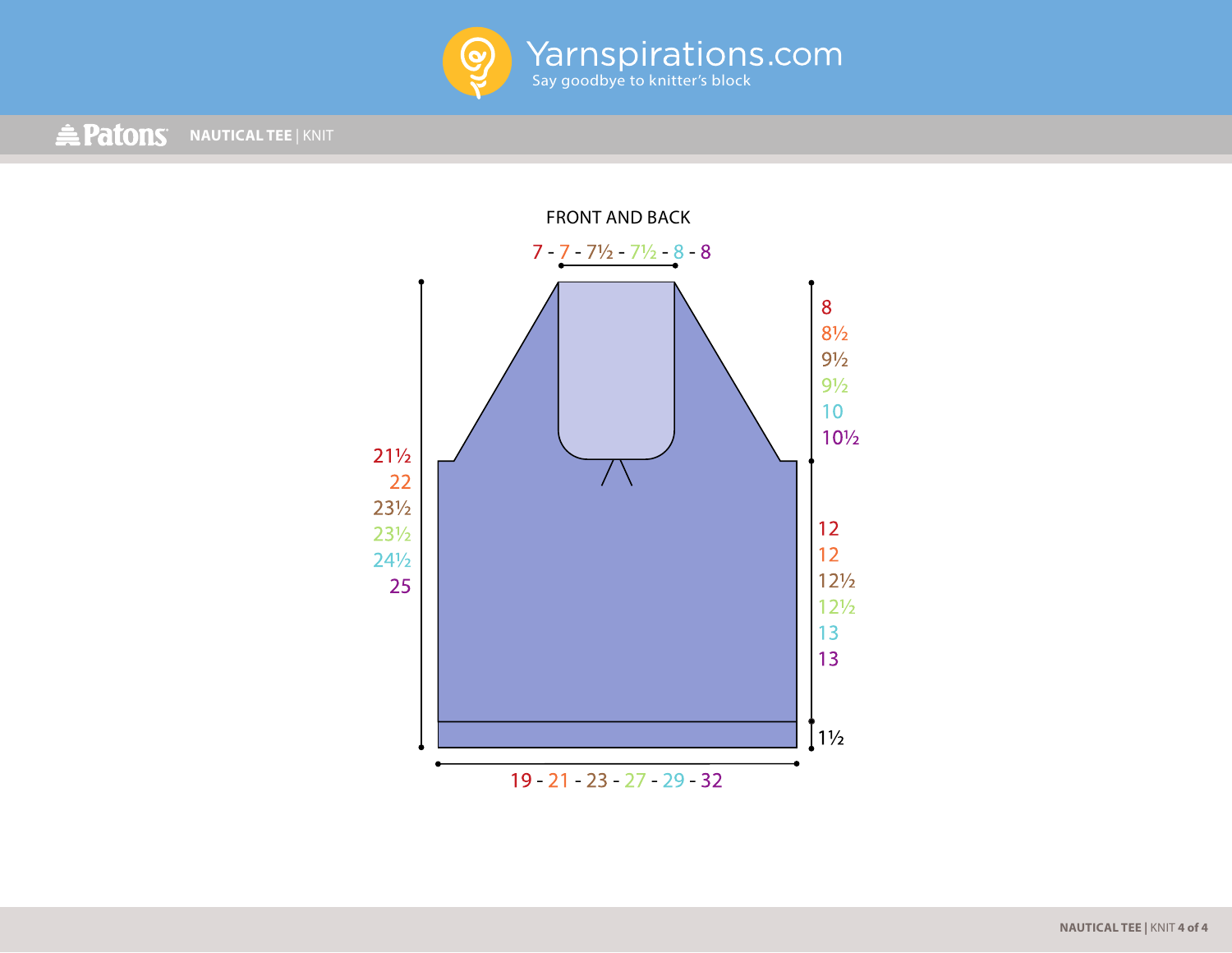FRONT AND BACK

7 - 7 - 7½ - 7½ - 8 - 8

8
8½
9½
9½
10
10½

21½
22
23½
23½
24½
25

12
12
12½
12½
13
13

1½

19 - 21 - 23 - 27 - 29 - 32